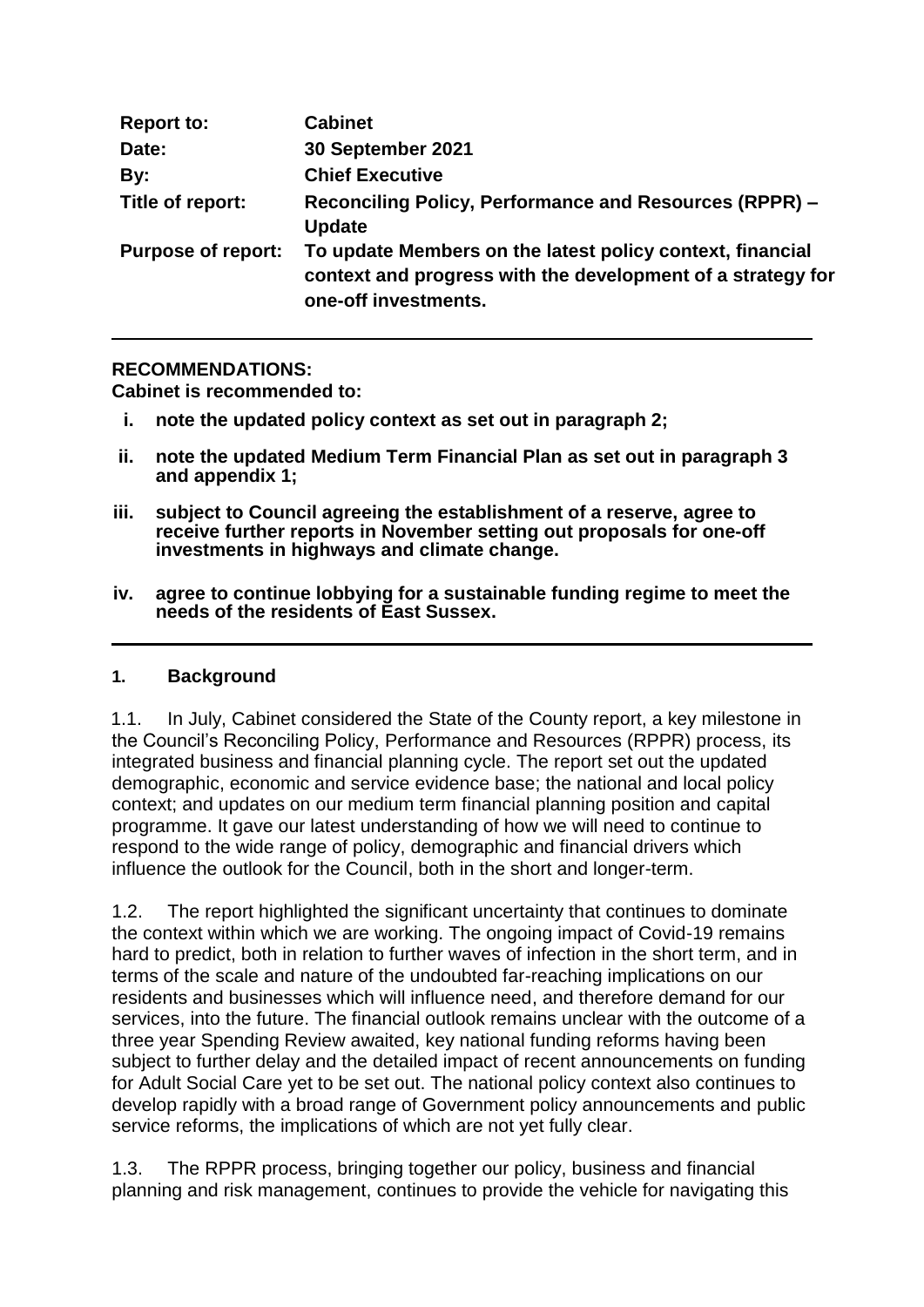| | |
|---|---|
| **Report to:** | **Cabinet** |
| **Date:** | **30 September 2021** |
| **By:** | **Chief Executive** |
| **Title of report:** | **Reconciling Policy, Performance and Resources (RPPR) – Update** |
| **Purpose of report:** | **To update Members on the latest policy context, financial context and progress with the development of a strategy for one-off investments.** |

---

**RECOMMENDATIONS:**

**Cabinet is recommended to:**

i. **note the updated policy context as set out in paragraph 2;**

ii. **note the updated Medium Term Financial Plan as set out in paragraph 3 and appendix 1;**

iii. **subject to Council agreeing the establishment of a reserve, agree to receive further reports in November setting out proposals for one-off investments in highways and climate change.**

iv. **agree to continue lobbying for a sustainable funding regime to meet the needs of the residents of East Sussex.**

---

## 1. Background

1.1. In July, Cabinet considered the State of the County report, a key milestone in the Council's Reconciling Policy, Performance and Resources (RPPR) process, its integrated business and financial planning cycle. The report set out the updated demographic, economic and service evidence base; the national and local policy context; and updates on our medium term financial planning position and capital programme. It gave our latest understanding of how we will need to continue to respond to the wide range of policy, demographic and financial drivers which influence the outlook for the Council, both in the short and longer-term.

1.2. The report highlighted the significant uncertainty that continues to dominate the context within which we are working. The ongoing impact of Covid-19 remains hard to predict, both in relation to further waves of infection in the short term, and in terms of the scale and nature of the undoubted far-reaching implications on our residents and businesses which will influence need, and therefore demand for our services, into the future. The financial outlook remains unclear with the outcome of a three year Spending Review awaited, key national funding reforms having been subject to further delay and the detailed impact of recent announcements on funding for Adult Social Care yet to be set out. The national policy context also continues to develop rapidly with a broad range of Government policy announcements and public service reforms, the implications of which are not yet fully clear.

1.3. The RPPR process, bringing together our policy, business and financial planning and risk management, continues to provide the vehicle for navigating this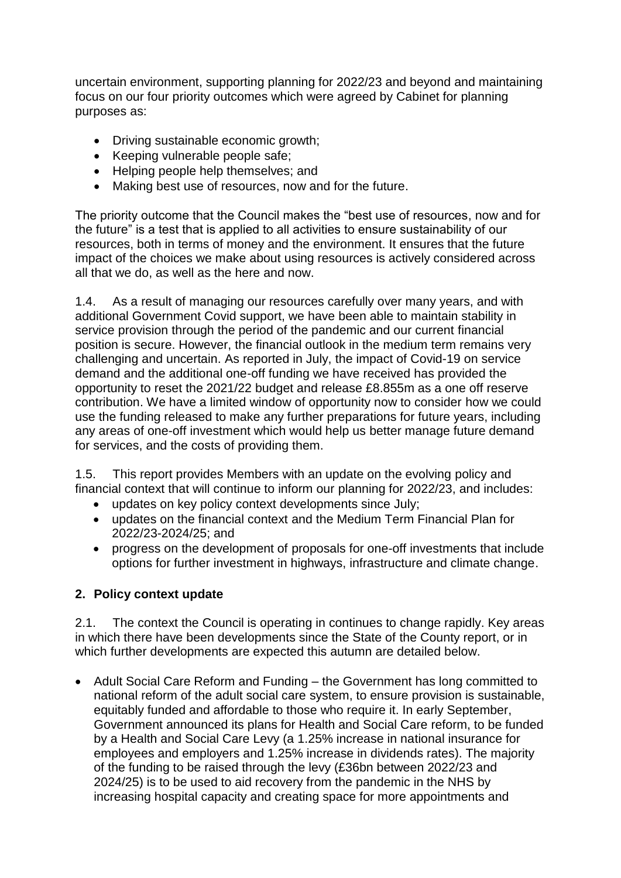uncertain environment, supporting planning for 2022/23 and beyond and maintaining focus on our four priority outcomes which were agreed by Cabinet for planning purposes as:

- Driving sustainable economic growth;
- Keeping vulnerable people safe;
- Helping people help themselves; and
- Making best use of resources, now and for the future.

The priority outcome that the Council makes the "best use of resources, now and for the future" is a test that is applied to all activities to ensure sustainability of our resources, both in terms of money and the environment. It ensures that the future impact of the choices we make about using resources is actively considered across all that we do, as well as the here and now.

1.4. As a result of managing our resources carefully over many years, and with additional Government Covid support, we have been able to maintain stability in service provision through the period of the pandemic and our current financial position is secure. However, the financial outlook in the medium term remains very challenging and uncertain. As reported in July, the impact of Covid-19 on service demand and the additional one-off funding we have received has provided the opportunity to reset the 2021/22 budget and release £8.855m as a one off reserve contribution. We have a limited window of opportunity now to consider how we could use the funding released to make any further preparations for future years, including any areas of one-off investment which would help us better manage future demand for services, and the costs of providing them.

1.5. This report provides Members with an update on the evolving policy and financial context that will continue to inform our planning for 2022/23, and includes:

- updates on key policy context developments since July;
- updates on the financial context and the Medium Term Financial Plan for 2022/23-2024/25; and
- progress on the development of proposals for one-off investments that include options for further investment in highways, infrastructure and climate change.

## 2. Policy context update

2.1. The context the Council is operating in continues to change rapidly. Key areas in which there have been developments since the State of the County report, or in which further developments are expected this autumn are detailed below.

- Adult Social Care Reform and Funding – the Government has long committed to national reform of the adult social care system, to ensure provision is sustainable, equitably funded and affordable to those who require it. In early September, Government announced its plans for Health and Social Care reform, to be funded by a Health and Social Care Levy (a 1.25% increase in national insurance for employees and employers and 1.25% increase in dividends rates). The majority of the funding to be raised through the levy (£36bn between 2022/23 and 2024/25) is to be used to aid recovery from the pandemic in the NHS by increasing hospital capacity and creating space for more appointments and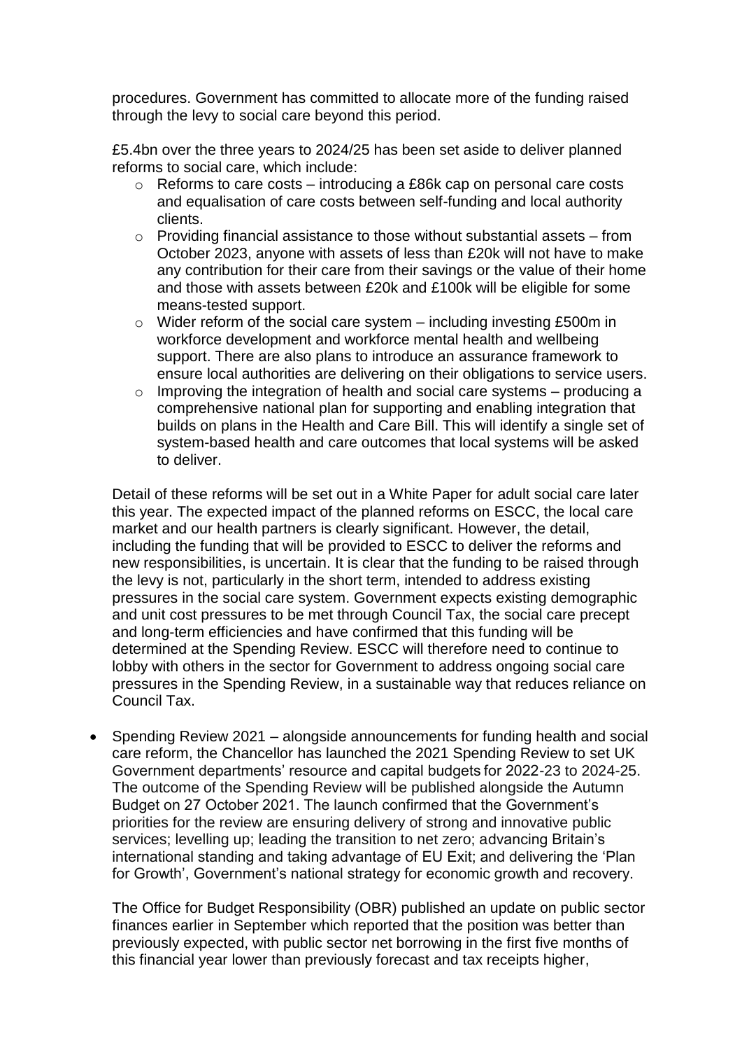procedures. Government has committed to allocate more of the funding raised through the levy to social care beyond this period.

£5.4bn over the three years to 2024/25 has been set aside to deliver planned reforms to social care, which include:

- Reforms to care costs – introducing a £86k cap on personal care costs and equalisation of care costs between self-funding and local authority clients.
- Providing financial assistance to those without substantial assets – from October 2023, anyone with assets of less than £20k will not have to make any contribution for their care from their savings or the value of their home and those with assets between £20k and £100k will be eligible for some means-tested support.
- Wider reform of the social care system – including investing £500m in workforce development and workforce mental health and wellbeing support. There are also plans to introduce an assurance framework to ensure local authorities are delivering on their obligations to service users.
- Improving the integration of health and social care systems – producing a comprehensive national plan for supporting and enabling integration that builds on plans in the Health and Care Bill. This will identify a single set of system-based health and care outcomes that local systems will be asked to deliver.

Detail of these reforms will be set out in a White Paper for adult social care later this year. The expected impact of the planned reforms on ESCC, the local care market and our health partners is clearly significant. However, the detail, including the funding that will be provided to ESCC to deliver the reforms and new responsibilities, is uncertain. It is clear that the funding to be raised through the levy is not, particularly in the short term, intended to address existing pressures in the social care system. Government expects existing demographic and unit cost pressures to be met through Council Tax, the social care precept and long-term efficiencies and have confirmed that this funding will be determined at the Spending Review. ESCC will therefore need to continue to lobby with others in the sector for Government to address ongoing social care pressures in the Spending Review, in a sustainable way that reduces reliance on Council Tax.

- Spending Review 2021 – alongside announcements for funding health and social care reform, the Chancellor has launched the 2021 Spending Review to set UK Government departments' resource and capital budgets for 2022-23 to 2024-25. The outcome of the Spending Review will be published alongside the Autumn Budget on 27 October 2021. The launch confirmed that the Government's priorities for the review are ensuring delivery of strong and innovative public services; levelling up; leading the transition to net zero; advancing Britain's international standing and taking advantage of EU Exit; and delivering the 'Plan for Growth', Government's national strategy for economic growth and recovery.

  The Office for Budget Responsibility (OBR) published an update on public sector finances earlier in September which reported that the position was better than previously expected, with public sector net borrowing in the first five months of this financial year lower than previously forecast and tax receipts higher,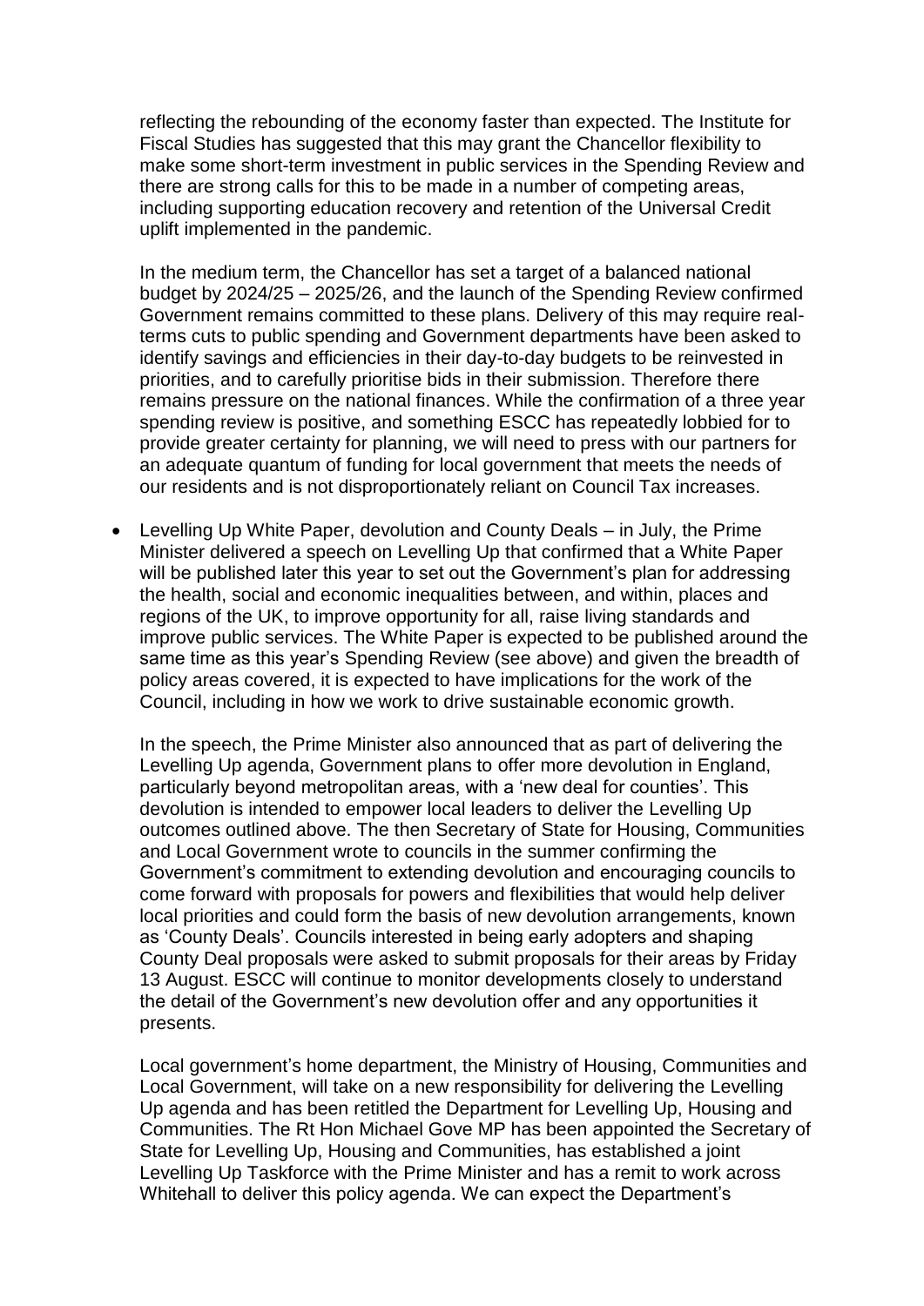reflecting the rebounding of the economy faster than expected. The Institute for Fiscal Studies has suggested that this may grant the Chancellor flexibility to make some short-term investment in public services in the Spending Review and there are strong calls for this to be made in a number of competing areas, including supporting education recovery and retention of the Universal Credit uplift implemented in the pandemic.

In the medium term, the Chancellor has set a target of a balanced national budget by 2024/25 – 2025/26, and the launch of the Spending Review confirmed Government remains committed to these plans. Delivery of this may require real-terms cuts to public spending and Government departments have been asked to identify savings and efficiencies in their day-to-day budgets to be reinvested in priorities, and to carefully prioritise bids in their submission. Therefore there remains pressure on the national finances. While the confirmation of a three year spending review is positive, and something ESCC has repeatedly lobbied for to provide greater certainty for planning, we will need to press with our partners for an adequate quantum of funding for local government that meets the needs of our residents and is not disproportionately reliant on Council Tax increases.

- Levelling Up White Paper, devolution and County Deals – in July, the Prime Minister delivered a speech on Levelling Up that confirmed that a White Paper will be published later this year to set out the Government's plan for addressing the health, social and economic inequalities between, and within, places and regions of the UK, to improve opportunity for all, raise living standards and improve public services. The White Paper is expected to be published around the same time as this year's Spending Review (see above) and given the breadth of policy areas covered, it is expected to have implications for the work of the Council, including in how we work to drive sustainable economic growth.

  In the speech, the Prime Minister also announced that as part of delivering the Levelling Up agenda, Government plans to offer more devolution in England, particularly beyond metropolitan areas, with a 'new deal for counties'. This devolution is intended to empower local leaders to deliver the Levelling Up outcomes outlined above. The then Secretary of State for Housing, Communities and Local Government wrote to councils in the summer confirming the Government's commitment to extending devolution and encouraging councils to come forward with proposals for powers and flexibilities that would help deliver local priorities and could form the basis of new devolution arrangements, known as 'County Deals'. Councils interested in being early adopters and shaping County Deal proposals were asked to submit proposals for their areas by Friday 13 August. ESCC will continue to monitor developments closely to understand the detail of the Government's new devolution offer and any opportunities it presents.

  Local government's home department, the Ministry of Housing, Communities and Local Government, will take on a new responsibility for delivering the Levelling Up agenda and has been retitled the Department for Levelling Up, Housing and Communities. The Rt Hon Michael Gove MP has been appointed the Secretary of State for Levelling Up, Housing and Communities, has established a joint Levelling Up Taskforce with the Prime Minister and has a remit to work across Whitehall to deliver this policy agenda. We can expect the Department's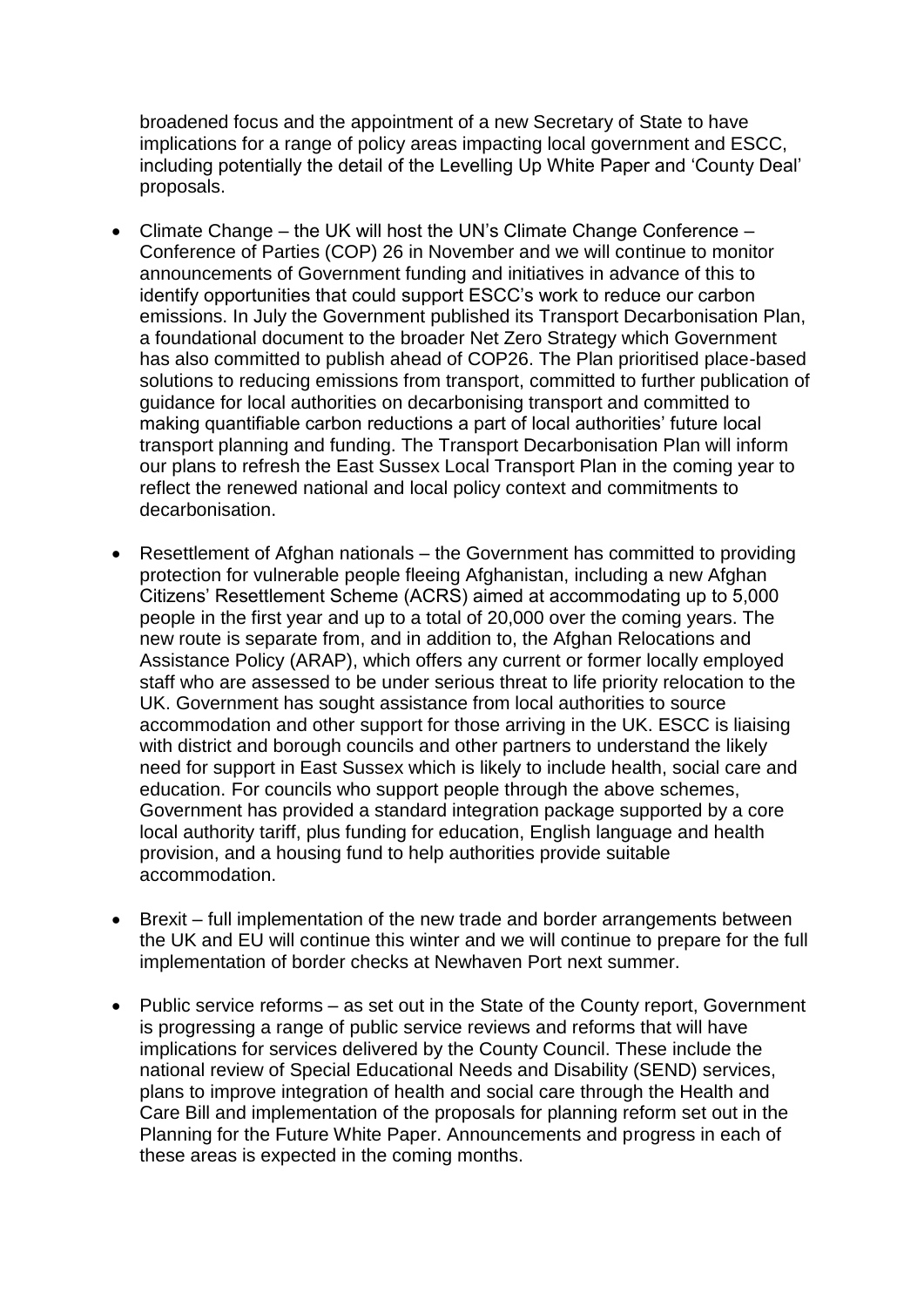broadened focus and the appointment of a new Secretary of State to have implications for a range of policy areas impacting local government and ESCC, including potentially the detail of the Levelling Up White Paper and 'County Deal' proposals.

- Climate Change – the UK will host the UN's Climate Change Conference – Conference of Parties (COP) 26 in November and we will continue to monitor announcements of Government funding and initiatives in advance of this to identify opportunities that could support ESCC's work to reduce our carbon emissions. In July the Government published its Transport Decarbonisation Plan, a foundational document to the broader Net Zero Strategy which Government has also committed to publish ahead of COP26. The Plan prioritised place-based solutions to reducing emissions from transport, committed to further publication of guidance for local authorities on decarbonising transport and committed to making quantifiable carbon reductions a part of local authorities' future local transport planning and funding. The Transport Decarbonisation Plan will inform our plans to refresh the East Sussex Local Transport Plan in the coming year to reflect the renewed national and local policy context and commitments to decarbonisation.

- Resettlement of Afghan nationals – the Government has committed to providing protection for vulnerable people fleeing Afghanistan, including a new Afghan Citizens' Resettlement Scheme (ACRS) aimed at accommodating up to 5,000 people in the first year and up to a total of 20,000 over the coming years. The new route is separate from, and in addition to, the Afghan Relocations and Assistance Policy (ARAP), which offers any current or former locally employed staff who are assessed to be under serious threat to life priority relocation to the UK. Government has sought assistance from local authorities to source accommodation and other support for those arriving in the UK. ESCC is liaising with district and borough councils and other partners to understand the likely need for support in East Sussex which is likely to include health, social care and education. For councils who support people through the above schemes, Government has provided a standard integration package supported by a core local authority tariff, plus funding for education, English language and health provision, and a housing fund to help authorities provide suitable accommodation.

- Brexit – full implementation of the new trade and border arrangements between the UK and EU will continue this winter and we will continue to prepare for the full implementation of border checks at Newhaven Port next summer.

- Public service reforms – as set out in the State of the County report, Government is progressing a range of public service reviews and reforms that will have implications for services delivered by the County Council. These include the national review of Special Educational Needs and Disability (SEND) services, plans to improve integration of health and social care through the Health and Care Bill and implementation of the proposals for planning reform set out in the Planning for the Future White Paper. Announcements and progress in each of these areas is expected in the coming months.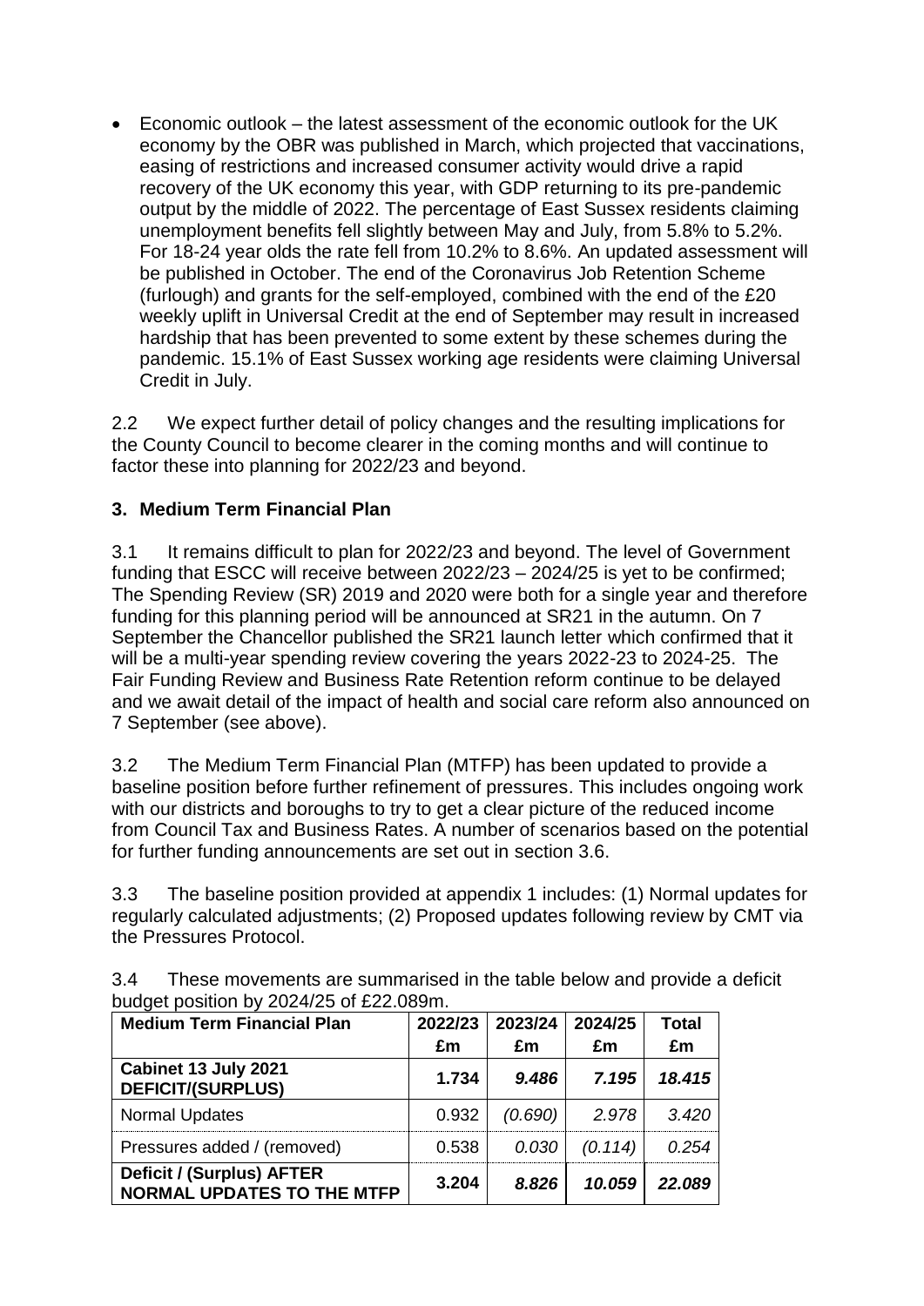- Economic outlook – the latest assessment of the economic outlook for the UK economy by the OBR was published in March, which projected that vaccinations, easing of restrictions and increased consumer activity would drive a rapid recovery of the UK economy this year, with GDP returning to its pre-pandemic output by the middle of 2022. The percentage of East Sussex residents claiming unemployment benefits fell slightly between May and July, from 5.8% to 5.2%. For 18-24 year olds the rate fell from 10.2% to 8.6%. An updated assessment will be published in October. The end of the Coronavirus Job Retention Scheme (furlough) and grants for the self-employed, combined with the end of the £20 weekly uplift in Universal Credit at the end of September may result in increased hardship that has been prevented to some extent by these schemes during the pandemic. 15.1% of East Sussex working age residents were claiming Universal Credit in July.

2.2 We expect further detail of policy changes and the resulting implications for the County Council to become clearer in the coming months and will continue to factor these into planning for 2022/23 and beyond.

## 3. Medium Term Financial Plan

3.1 It remains difficult to plan for 2022/23 and beyond. The level of Government funding that ESCC will receive between 2022/23 – 2024/25 is yet to be confirmed; The Spending Review (SR) 2019 and 2020 were both for a single year and therefore funding for this planning period will be announced at SR21 in the autumn. On 7 September the Chancellor published the SR21 launch letter which confirmed that it will be a multi-year spending review covering the years 2022-23 to 2024-25. The Fair Funding Review and Business Rate Retention reform continue to be delayed and we await detail of the impact of health and social care reform also announced on 7 September (see above).

3.2 The Medium Term Financial Plan (MTFP) has been updated to provide a baseline position before further refinement of pressures. This includes ongoing work with our districts and boroughs to try to get a clear picture of the reduced income from Council Tax and Business Rates. A number of scenarios based on the potential for further funding announcements are set out in section 3.6.

3.3 The baseline position provided at appendix 1 includes: (1) Normal updates for regularly calculated adjustments; (2) Proposed updates following review by CMT via the Pressures Protocol.

3.4 These movements are summarised in the table below and provide a deficit budget position by 2024/25 of £22.089m.

| Medium Term Financial Plan | 2022/23 £m | 2023/24 £m | 2024/25 £m | Total £m |
|---|---|---|---|---|
| **Cabinet 13 July 2021 DEFICIT/(SURPLUS)** | **1.734** | ***9.486*** | ***7.195*** | ***18.415*** |
| Normal Updates | 0.932 | *(0.690)* | *2.978* | *3.420* |
| Pressures added / (removed) | 0.538 | *0.030* | *(0.114)* | *0.254* |
| **Deficit / (Surplus) AFTER NORMAL UPDATES TO THE MTFP** | **3.204** | ***8.826*** | ***10.059*** | ***22.089*** |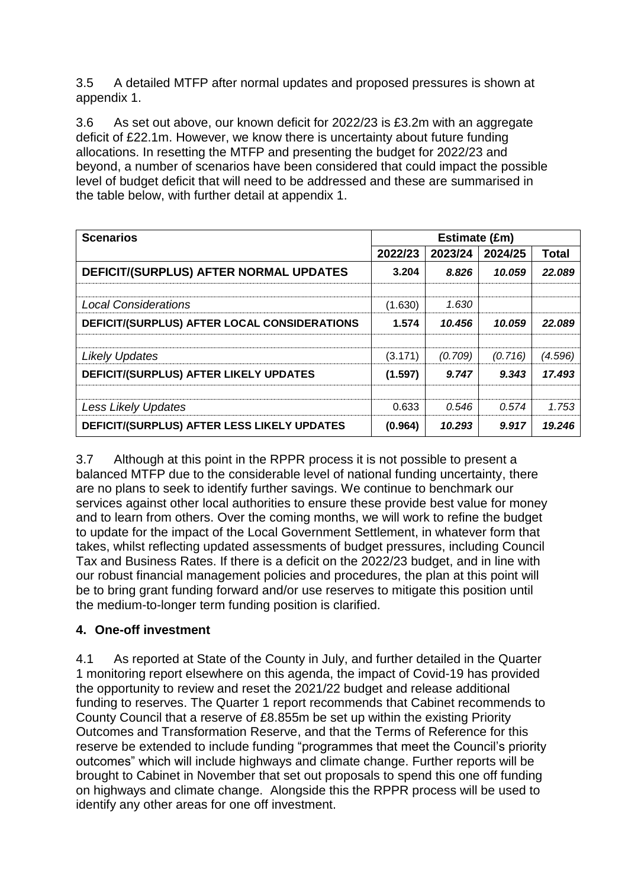3.5 A detailed MTFP after normal updates and proposed pressures is shown at appendix 1.

3.6 As set out above, our known deficit for 2022/23 is £3.2m with an aggregate deficit of £22.1m. However, we know there is uncertainty about future funding allocations. In resetting the MTFP and presenting the budget for 2022/23 and beyond, a number of scenarios have been considered that could impact the possible level of budget deficit that will need to be addressed and these are summarised in the table below, with further detail at appendix 1.

| Scenarios | Estimate (£m) | | | |
|---|---|---|---|---|
| | 2022/23 | 2023/24 | 2024/25 | Total |
| **DEFICIT/(SURPLUS) AFTER NORMAL UPDATES** | **3.204** | ***8.826*** | ***10.059*** | ***22.089*** |
| | | | | |
| *Local Considerations* | (1.630) | *1.630* | | |
| **DEFICIT/(SURPLUS) AFTER LOCAL CONSIDERATIONS** | **1.574** | ***10.456*** | ***10.059*** | ***22.089*** |
| | | | | |
| *Likely Updates* | (3.171) | *(0.709)* | *(0.716)* | *(4.596)* |
| **DEFICIT/(SURPLUS) AFTER LIKELY UPDATES** | **(1.597)** | ***9.747*** | ***9.343*** | ***17.493*** |
| | | | | |
| *Less Likely Updates* | 0.633 | *0.546* | *0.574* | *1.753* |
| **DEFICIT/(SURPLUS) AFTER LESS LIKELY UPDATES** | **(0.964)** | ***10.293*** | ***9.917*** | ***19.246*** |

3.7 Although at this point in the RPPR process it is not possible to present a balanced MTFP due to the considerable level of national funding uncertainty, there are no plans to seek to identify further savings. We continue to benchmark our services against other local authorities to ensure these provide best value for money and to learn from others. Over the coming months, we will work to refine the budget to update for the impact of the Local Government Settlement, in whatever form that takes, whilst reflecting updated assessments of budget pressures, including Council Tax and Business Rates. If there is a deficit on the 2022/23 budget, and in line with our robust financial management policies and procedures, the plan at this point will be to bring grant funding forward and/or use reserves to mitigate this position until the medium-to-longer term funding position is clarified.

## 4. One-off investment

4.1 As reported at State of the County in July, and further detailed in the Quarter 1 monitoring report elsewhere on this agenda, the impact of Covid-19 has provided the opportunity to review and reset the 2021/22 budget and release additional funding to reserves. The Quarter 1 report recommends that Cabinet recommends to County Council that a reserve of £8.855m be set up within the existing Priority Outcomes and Transformation Reserve, and that the Terms of Reference for this reserve be extended to include funding "programmes that meet the Council's priority outcomes" which will include highways and climate change. Further reports will be brought to Cabinet in November that set out proposals to spend this one off funding on highways and climate change. Alongside this the RPPR process will be used to identify any other areas for one off investment.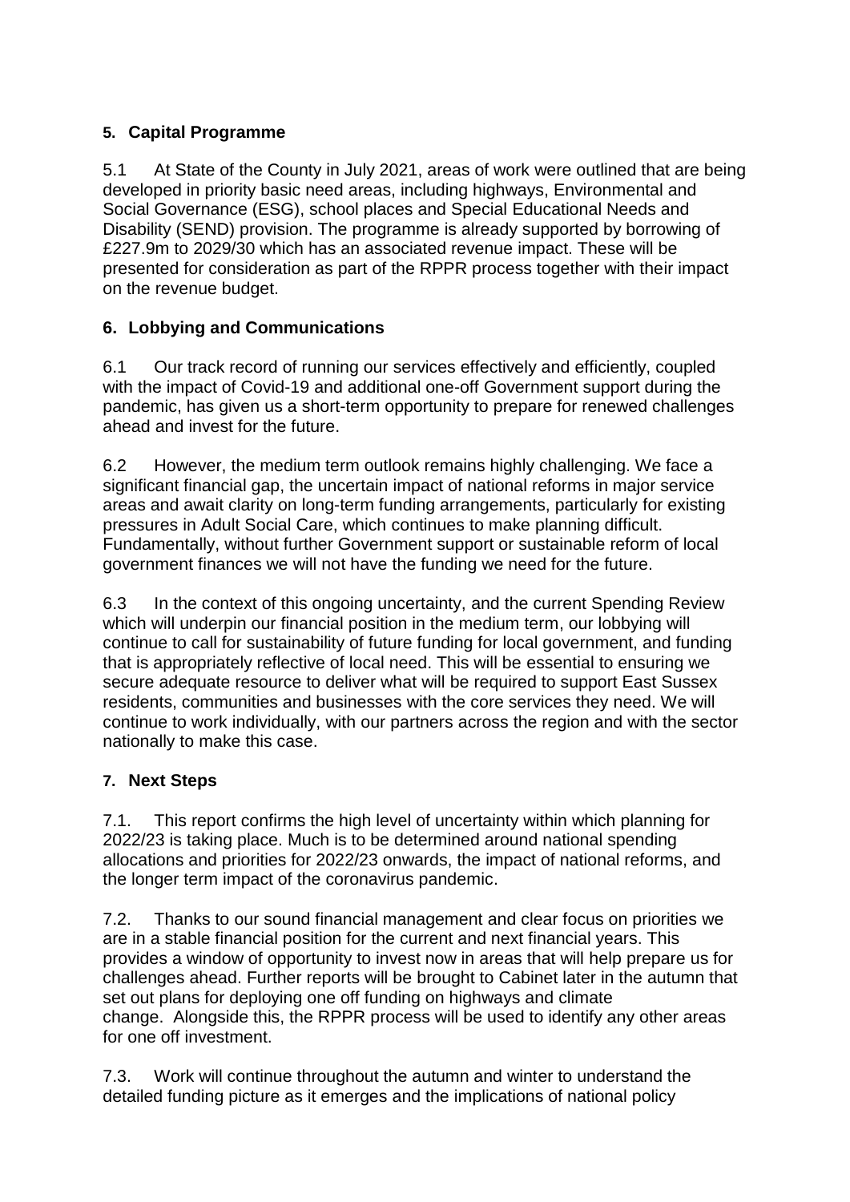## 5. Capital Programme

5.1 At State of the County in July 2021, areas of work were outlined that are being developed in priority basic need areas, including highways, Environmental and Social Governance (ESG), school places and Special Educational Needs and Disability (SEND) provision. The programme is already supported by borrowing of £227.9m to 2029/30 which has an associated revenue impact. These will be presented for consideration as part of the RPPR process together with their impact on the revenue budget.

## 6. Lobbying and Communications

6.1 Our track record of running our services effectively and efficiently, coupled with the impact of Covid-19 and additional one-off Government support during the pandemic, has given us a short-term opportunity to prepare for renewed challenges ahead and invest for the future.

6.2 However, the medium term outlook remains highly challenging. We face a significant financial gap, the uncertain impact of national reforms in major service areas and await clarity on long-term funding arrangements, particularly for existing pressures in Adult Social Care, which continues to make planning difficult. Fundamentally, without further Government support or sustainable reform of local government finances we will not have the funding we need for the future.

6.3 In the context of this ongoing uncertainty, and the current Spending Review which will underpin our financial position in the medium term, our lobbying will continue to call for sustainability of future funding for local government, and funding that is appropriately reflective of local need. This will be essential to ensuring we secure adequate resource to deliver what will be required to support East Sussex residents, communities and businesses with the core services they need. We will continue to work individually, with our partners across the region and with the sector nationally to make this case.

## 7. Next Steps

7.1. This report confirms the high level of uncertainty within which planning for 2022/23 is taking place. Much is to be determined around national spending allocations and priorities for 2022/23 onwards, the impact of national reforms, and the longer term impact of the coronavirus pandemic.

7.2. Thanks to our sound financial management and clear focus on priorities we are in a stable financial position for the current and next financial years. This provides a window of opportunity to invest now in areas that will help prepare us for challenges ahead. Further reports will be brought to Cabinet later in the autumn that set out plans for deploying one off funding on highways and climate change. Alongside this, the RPPR process will be used to identify any other areas for one off investment.

7.3. Work will continue throughout the autumn and winter to understand the detailed funding picture as it emerges and the implications of national policy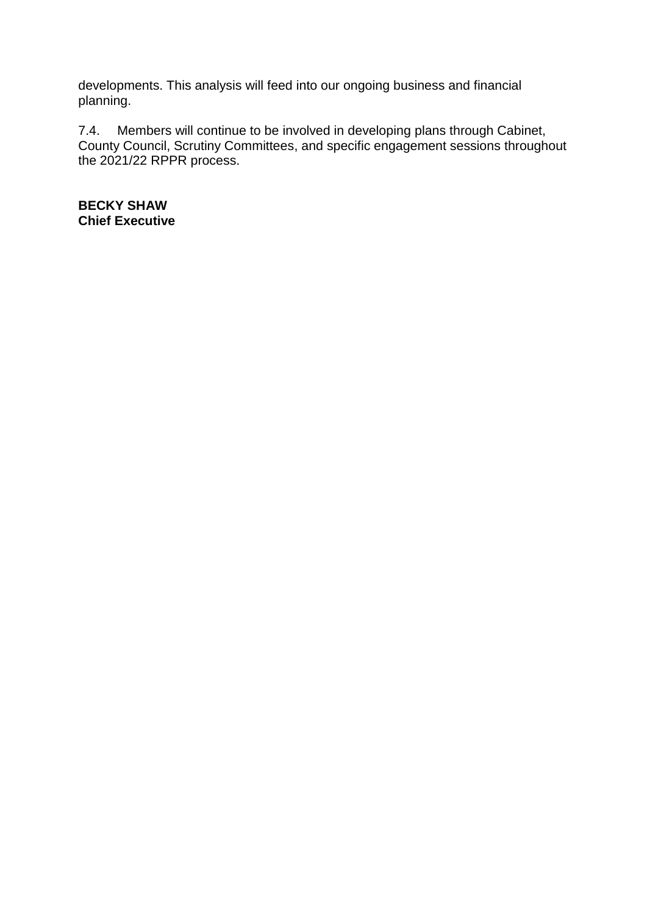developments. This analysis will feed into our ongoing business and financial planning.

7.4. Members will continue to be involved in developing plans through Cabinet, County Council, Scrutiny Committees, and specific engagement sessions throughout the 2021/22 RPPR process.

**BECKY SHAW**
**Chief Executive**